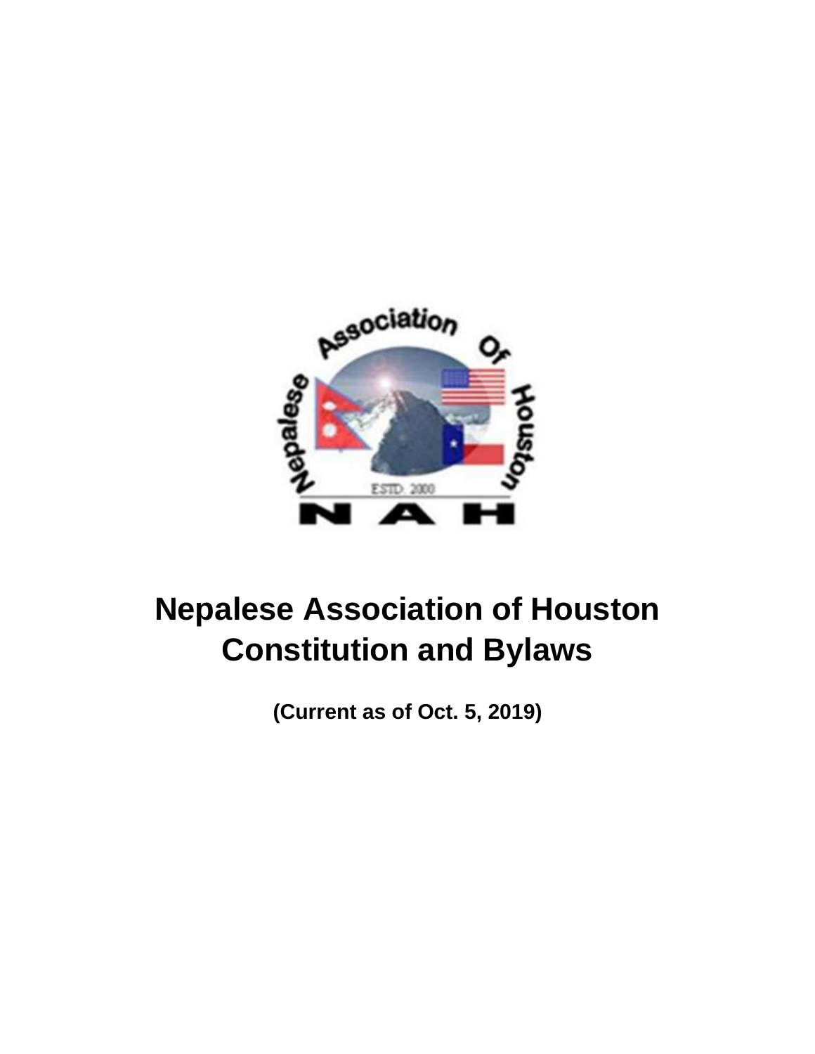# Nepalese Association of Houston
# Constitution and Bylaws

**(Current as of Oct. 5, 2019)**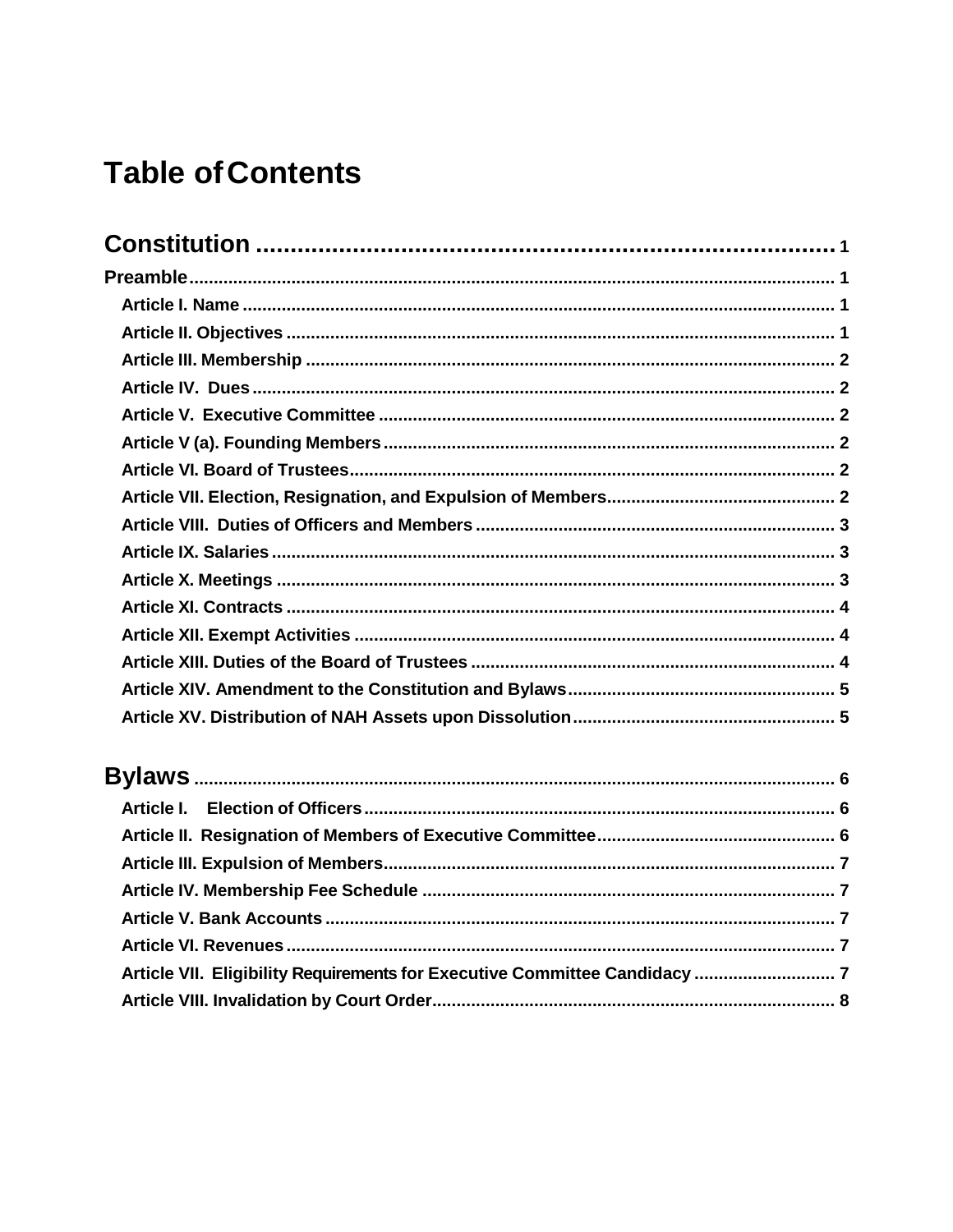# Table of Contents

**Constitution** ........................................................................ 1

**Preamble** .................................................................................. 1

- **Article I. Name** ........................................................................ 1
- **Article II. Objectives** .............................................................. 1
- **Article III. Membership** ........................................................... 2
- **Article IV. Dues** ...................................................................... 2
- **Article V. Executive Committee** ................................................ 2
- **Article V (a). Founding Members** .............................................. 2
- **Article VI. Board of Trustees** ................................................... 2
- **Article VII. Election, Resignation, and Expulsion of Members** ..................... 2
- **Article VIII. Duties of Officers and Members** ................................. 3
- **Article IX. Salaries** .................................................................. 3
- **Article X. Meetings** .................................................................. 3
- **Article XI. Contracts** ................................................................ 4
- **Article XII. Exempt Activities** ..................................................... 4
- **Article XIII. Duties of the Board of Trustees** ................................ 4
- **Article XIV. Amendment to the Constitution and Bylaws** ..................... 5
- **Article XV. Distribution of NAH Assets upon Dissolution** ..................... 5

**Bylaws** ...................................................................................... 6

- **Article I. Election of Officers** .................................................. 6
- **Article II. Resignation of Members of Executive Committee** ................. 6
- **Article III. Expulsion of Members** ................................................ 7
- **Article IV. Membership Fee Schedule** ........................................... 7
- **Article V. Bank Accounts** .......................................................... 7
- **Article VI. Revenues** ................................................................. 7
- **Article VII. Eligibility Requirements for Executive Committee Candidacy** ............ 7
- **Article VIII. Invalidation by Court Order** ....................................... 8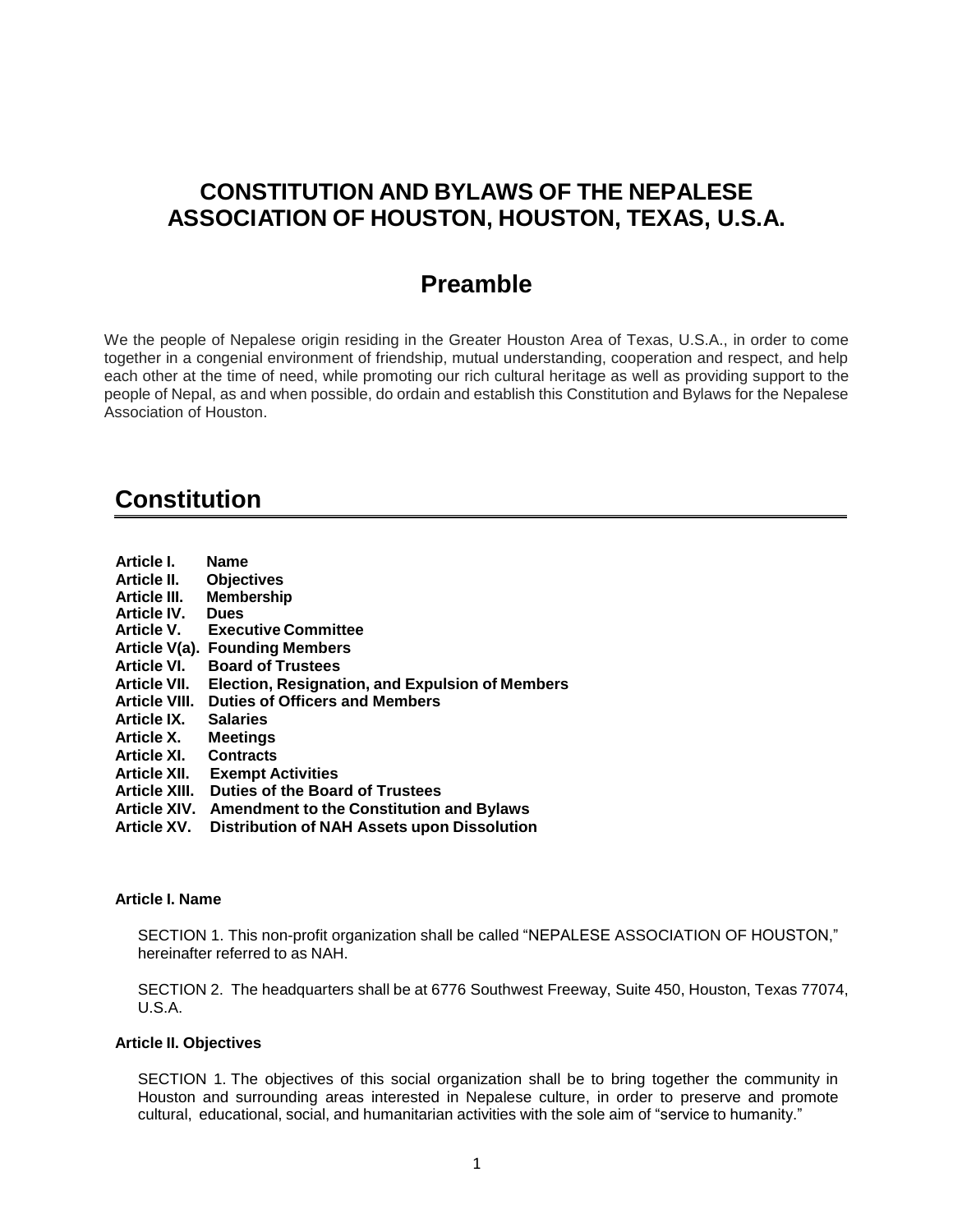# CONSTITUTION AND BYLAWS OF THE NEPALESE ASSOCIATION OF HOUSTON, HOUSTON, TEXAS, U.S.A.

## Preamble

We the people of Nepalese origin residing in the Greater Houston Area of Texas, U.S.A., in order to come together in a congenial environment of friendship, mutual understanding, cooperation and respect, and help each other at the time of need, while promoting our rich cultural heritage as well as providing support to the people of Nepal, as and when possible, do ordain and establish this Constitution and Bylaws for the Nepalese Association of Houston.

## Constitution

**Article I. Name**
**Article II. Objectives**
**Article III. Membership**
**Article IV. Dues**
**Article V. Executive Committee**
**Article V(a). Founding Members**
**Article VI. Board of Trustees**
**Article VII. Election, Resignation, and Expulsion of Members**
**Article VIII. Duties of Officers and Members**
**Article IX. Salaries**
**Article X. Meetings**
**Article XI. Contracts**
**Article XII. Exempt Activities**
**Article XIII. Duties of the Board of Trustees**
**Article XIV. Amendment to the Constitution and Bylaws**
**Article XV. Distribution of NAH Assets upon Dissolution**

#### Article I. Name

SECTION 1. This non-profit organization shall be called "NEPALESE ASSOCIATION OF HOUSTON," hereinafter referred to as NAH.

SECTION 2. The headquarters shall be at 6776 Southwest Freeway, Suite 450, Houston, Texas 77074, U.S.A.

#### Article II. Objectives

SECTION 1. The objectives of this social organization shall be to bring together the community in Houston and surrounding areas interested in Nepalese culture, in order to preserve and promote cultural, educational, social, and humanitarian activities with the sole aim of "service to humanity."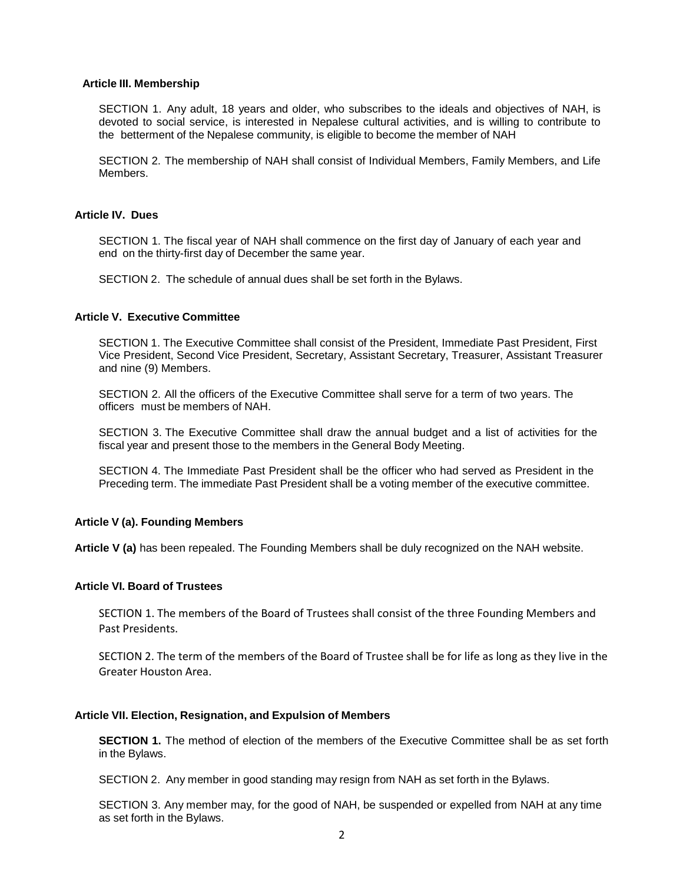### Article III. Membership

SECTION 1. Any adult, 18 years and older, who subscribes to the ideals and objectives of NAH, is devoted to social service, is interested in Nepalese cultural activities, and is willing to contribute to the betterment of the Nepalese community, is eligible to become the member of NAH

SECTION 2. The membership of NAH shall consist of Individual Members, Family Members, and Life Members.

### Article IV. Dues

SECTION 1. The fiscal year of NAH shall commence on the first day of January of each year and end on the thirty-first day of December the same year.

SECTION 2. The schedule of annual dues shall be set forth in the Bylaws.

### Article V. Executive Committee

SECTION 1. The Executive Committee shall consist of the President, Immediate Past President, First Vice President, Second Vice President, Secretary, Assistant Secretary, Treasurer, Assistant Treasurer and nine (9) Members.

SECTION 2. All the officers of the Executive Committee shall serve for a term of two years. The officers must be members of NAH.

SECTION 3. The Executive Committee shall draw the annual budget and a list of activities for the fiscal year and present those to the members in the General Body Meeting.

SECTION 4. The Immediate Past President shall be the officer who had served as President in the Preceding term. The immediate Past President shall be a voting member of the executive committee.

### Article V (a). Founding Members

**Article V (a)** has been repealed. The Founding Members shall be duly recognized on the NAH website.

### Article VI. Board of Trustees

SECTION 1. The members of the Board of Trustees shall consist of the three Founding Members and Past Presidents.

SECTION 2. The term of the members of the Board of Trustee shall be for life as long as they live in the Greater Houston Area.

### Article VII. Election, Resignation, and Expulsion of Members

**SECTION 1.** The method of election of the members of the Executive Committee shall be as set forth in the Bylaws.

SECTION 2. Any member in good standing may resign from NAH as set forth in the Bylaws.

SECTION 3. Any member may, for the good of NAH, be suspended or expelled from NAH at any time as set forth in the Bylaws.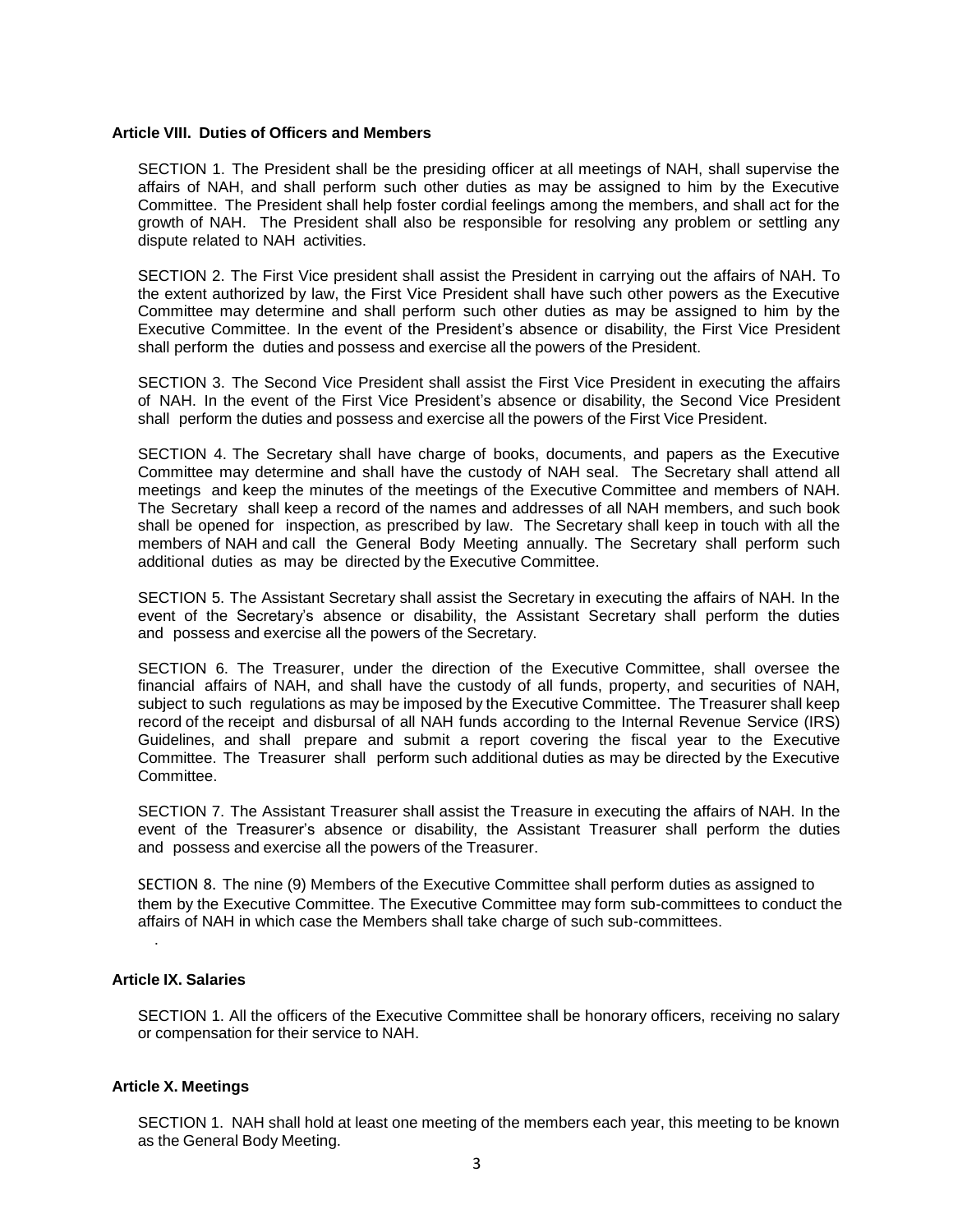**Article VIII. Duties of Officers and Members**

SECTION 1. The President shall be the presiding officer at all meetings of NAH, shall supervise the affairs of NAH, and shall perform such other duties as may be assigned to him by the Executive Committee. The President shall help foster cordial feelings among the members, and shall act for the growth of NAH. The President shall also be responsible for resolving any problem or settling any dispute related to NAH activities.

SECTION 2. The First Vice president shall assist the President in carrying out the affairs of NAH. To the extent authorized by law, the First Vice President shall have such other powers as the Executive Committee may determine and shall perform such other duties as may be assigned to him by the Executive Committee. In the event of the President's absence or disability, the First Vice President shall perform the duties and possess and exercise all the powers of the President.

SECTION 3. The Second Vice President shall assist the First Vice President in executing the affairs of NAH. In the event of the First Vice President's absence or disability, the Second Vice President shall perform the duties and possess and exercise all the powers of the First Vice President.

SECTION 4. The Secretary shall have charge of books, documents, and papers as the Executive Committee may determine and shall have the custody of NAH seal. The Secretary shall attend all meetings and keep the minutes of the meetings of the Executive Committee and members of NAH. The Secretary shall keep a record of the names and addresses of all NAH members, and such book shall be opened for inspection, as prescribed by law. The Secretary shall keep in touch with all the members of NAH and call the General Body Meeting annually. The Secretary shall perform such additional duties as may be directed by the Executive Committee.

SECTION 5. The Assistant Secretary shall assist the Secretary in executing the affairs of NAH. In the event of the Secretary's absence or disability, the Assistant Secretary shall perform the duties and possess and exercise all the powers of the Secretary.

SECTION 6. The Treasurer, under the direction of the Executive Committee, shall oversee the financial affairs of NAH, and shall have the custody of all funds, property, and securities of NAH, subject to such regulations as may be imposed by the Executive Committee. The Treasurer shall keep record of the receipt and disbursal of all NAH funds according to the Internal Revenue Service (IRS) Guidelines, and shall prepare and submit a report covering the fiscal year to the Executive Committee. The Treasurer shall perform such additional duties as may be directed by the Executive Committee.

SECTION 7. The Assistant Treasurer shall assist the Treasure in executing the affairs of NAH. In the event of the Treasurer's absence or disability, the Assistant Treasurer shall perform the duties and possess and exercise all the powers of the Treasurer.

SECTION 8. The nine (9) Members of the Executive Committee shall perform duties as assigned to them by the Executive Committee. The Executive Committee may form sub-committees to conduct the affairs of NAH in which case the Members shall take charge of such sub-committees.

**Article IX. Salaries**

SECTION 1. All the officers of the Executive Committee shall be honorary officers, receiving no salary or compensation for their service to NAH.

**Article X. Meetings**

SECTION 1. NAH shall hold at least one meeting of the members each year, this meeting to be known as the General Body Meeting.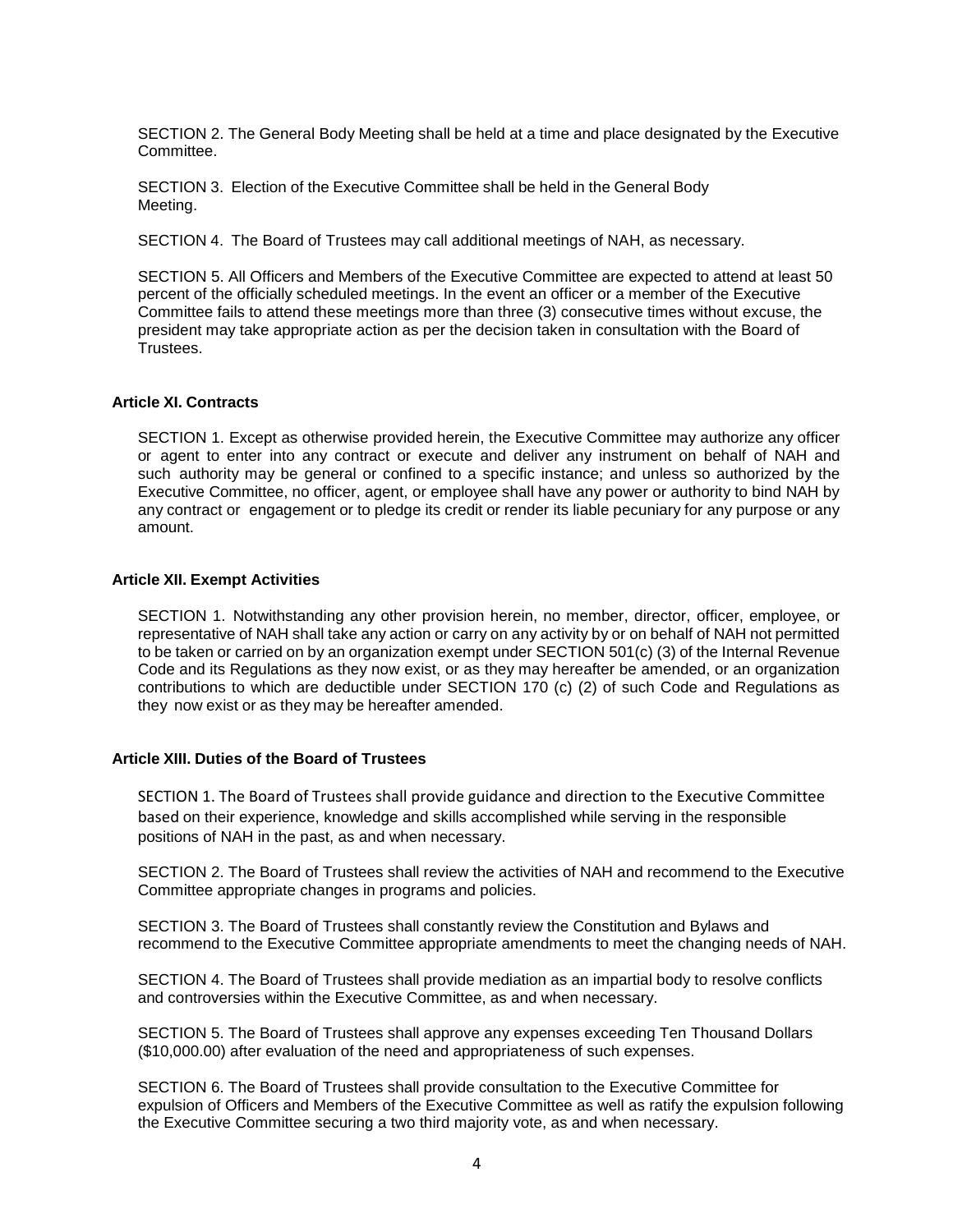SECTION 2. The General Body Meeting shall be held at a time and place designated by the Executive Committee.

SECTION 3. Election of the Executive Committee shall be held in the General Body Meeting.

SECTION 4. The Board of Trustees may call additional meetings of NAH, as necessary.

SECTION 5. All Officers and Members of the Executive Committee are expected to attend at least 50 percent of the officially scheduled meetings. In the event an officer or a member of the Executive Committee fails to attend these meetings more than three (3) consecutive times without excuse, the president may take appropriate action as per the decision taken in consultation with the Board of Trustees.

### Article XI. Contracts

SECTION 1. Except as otherwise provided herein, the Executive Committee may authorize any officer or agent to enter into any contract or execute and deliver any instrument on behalf of NAH and such authority may be general or confined to a specific instance; and unless so authorized by the Executive Committee, no officer, agent, or employee shall have any power or authority to bind NAH by any contract or engagement or to pledge its credit or render its liable pecuniary for any purpose or any amount.

### Article XII. Exempt Activities

SECTION 1. Notwithstanding any other provision herein, no member, director, officer, employee, or representative of NAH shall take any action or carry on any activity by or on behalf of NAH not permitted to be taken or carried on by an organization exempt under SECTION 501(c) (3) of the Internal Revenue Code and its Regulations as they now exist, or as they may hereafter be amended, or an organization contributions to which are deductible under SECTION 170 (c) (2) of such Code and Regulations as they now exist or as they may be hereafter amended.

### Article XIII. Duties of the Board of Trustees

SECTION 1. The Board of Trustees shall provide guidance and direction to the Executive Committee based on their experience, knowledge and skills accomplished while serving in the responsible positions of NAH in the past, as and when necessary.

SECTION 2. The Board of Trustees shall review the activities of NAH and recommend to the Executive Committee appropriate changes in programs and policies.

SECTION 3. The Board of Trustees shall constantly review the Constitution and Bylaws and recommend to the Executive Committee appropriate amendments to meet the changing needs of NAH.

SECTION 4. The Board of Trustees shall provide mediation as an impartial body to resolve conflicts and controversies within the Executive Committee, as and when necessary.

SECTION 5. The Board of Trustees shall approve any expenses exceeding Ten Thousand Dollars ($10,000.00) after evaluation of the need and appropriateness of such expenses.

SECTION 6. The Board of Trustees shall provide consultation to the Executive Committee for expulsion of Officers and Members of the Executive Committee as well as ratify the expulsion following the Executive Committee securing a two third majority vote, as and when necessary.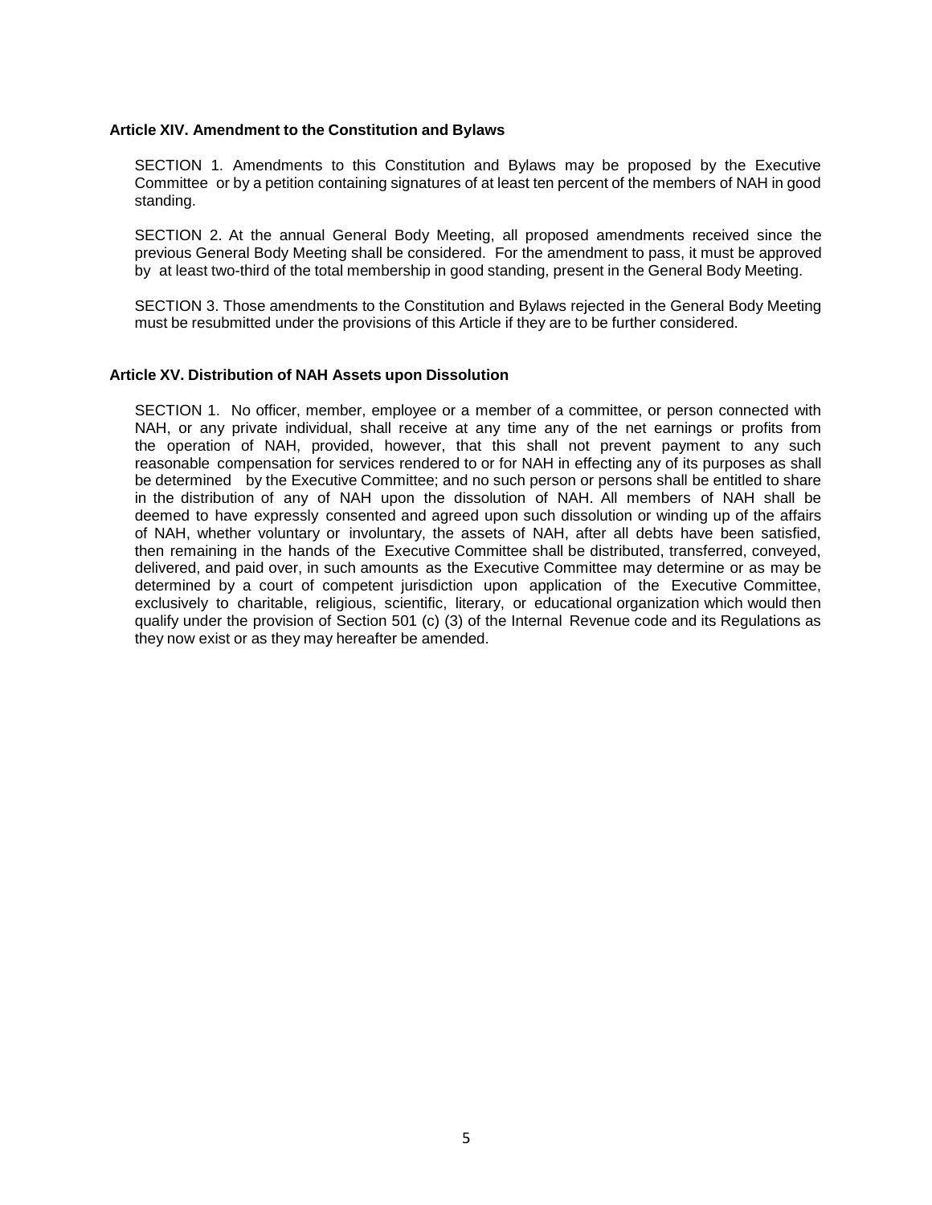### Article XIV. Amendment to the Constitution and Bylaws

SECTION 1. Amendments to this Constitution and Bylaws may be proposed by the Executive Committee or by a petition containing signatures of at least ten percent of the members of NAH in good standing.

SECTION 2. At the annual General Body Meeting, all proposed amendments received since the previous General Body Meeting shall be considered. For the amendment to pass, it must be approved by at least two-third of the total membership in good standing, present in the General Body Meeting.

SECTION 3. Those amendments to the Constitution and Bylaws rejected in the General Body Meeting must be resubmitted under the provisions of this Article if they are to be further considered.

### Article XV. Distribution of NAH Assets upon Dissolution

SECTION 1. No officer, member, employee or a member of a committee, or person connected with NAH, or any private individual, shall receive at any time any of the net earnings or profits from the operation of NAH, provided, however, that this shall not prevent payment to any such reasonable compensation for services rendered to or for NAH in effecting any of its purposes as shall be determined by the Executive Committee; and no such person or persons shall be entitled to share in the distribution of any of NAH upon the dissolution of NAH. All members of NAH shall be deemed to have expressly consented and agreed upon such dissolution or winding up of the affairs of NAH, whether voluntary or involuntary, the assets of NAH, after all debts have been satisfied, then remaining in the hands of the Executive Committee shall be distributed, transferred, conveyed, delivered, and paid over, in such amounts as the Executive Committee may determine or as may be determined by a court of competent jurisdiction upon application of the Executive Committee, exclusively to charitable, religious, scientific, literary, or educational organization which would then qualify under the provision of Section 501 (c) (3) of the Internal Revenue code and its Regulations as they now exist or as they may hereafter be amended.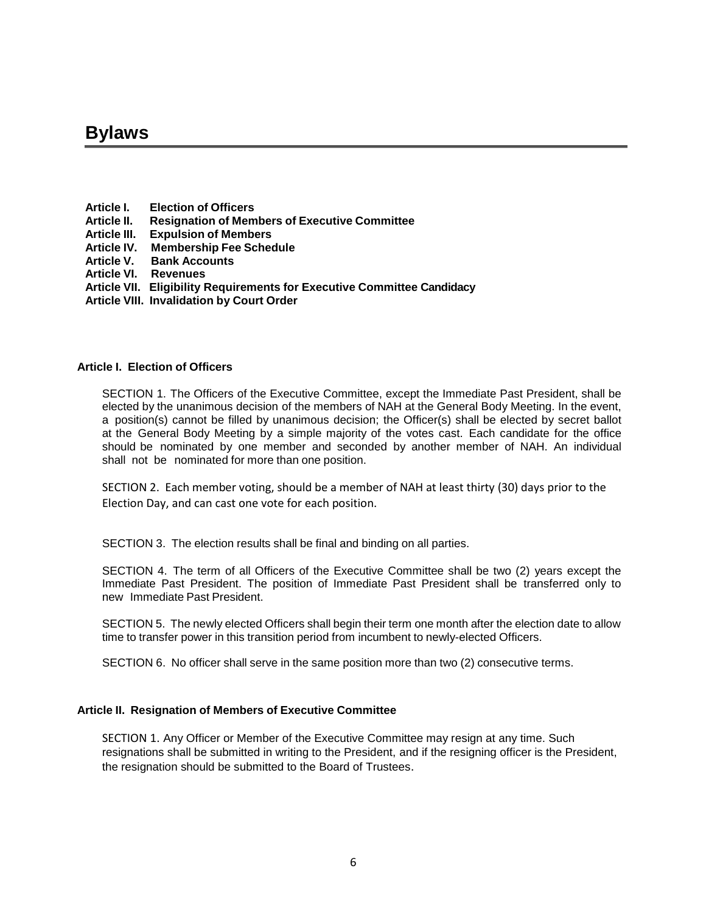# Bylaws

**Article I. Election of Officers**
**Article II. Resignation of Members of Executive Committee**
**Article III. Expulsion of Members**
**Article IV. Membership Fee Schedule**
**Article V. Bank Accounts**
**Article VI. Revenues**
**Article VII. Eligibility Requirements for Executive Committee Candidacy**
**Article VIII. Invalidation by Court Order**

## Article I. Election of Officers

SECTION 1. The Officers of the Executive Committee, except the Immediate Past President, shall be elected by the unanimous decision of the members of NAH at the General Body Meeting. In the event, a position(s) cannot be filled by unanimous decision; the Officer(s) shall be elected by secret ballot at the General Body Meeting by a simple majority of the votes cast. Each candidate for the office should be nominated by one member and seconded by another member of NAH. An individual shall not be nominated for more than one position.

SECTION 2. Each member voting, should be a member of NAH at least thirty (30) days prior to the Election Day, and can cast one vote for each position.

SECTION 3. The election results shall be final and binding on all parties.

SECTION 4. The term of all Officers of the Executive Committee shall be two (2) years except the Immediate Past President. The position of Immediate Past President shall be transferred only to new Immediate Past President.

SECTION 5. The newly elected Officers shall begin their term one month after the election date to allow time to transfer power in this transition period from incumbent to newly-elected Officers.

SECTION 6. No officer shall serve in the same position more than two (2) consecutive terms.

## Article II. Resignation of Members of Executive Committee

SECTION 1. Any Officer or Member of the Executive Committee may resign at any time. Such resignations shall be submitted in writing to the President, and if the resigning officer is the President, the resignation should be submitted to the Board of Trustees.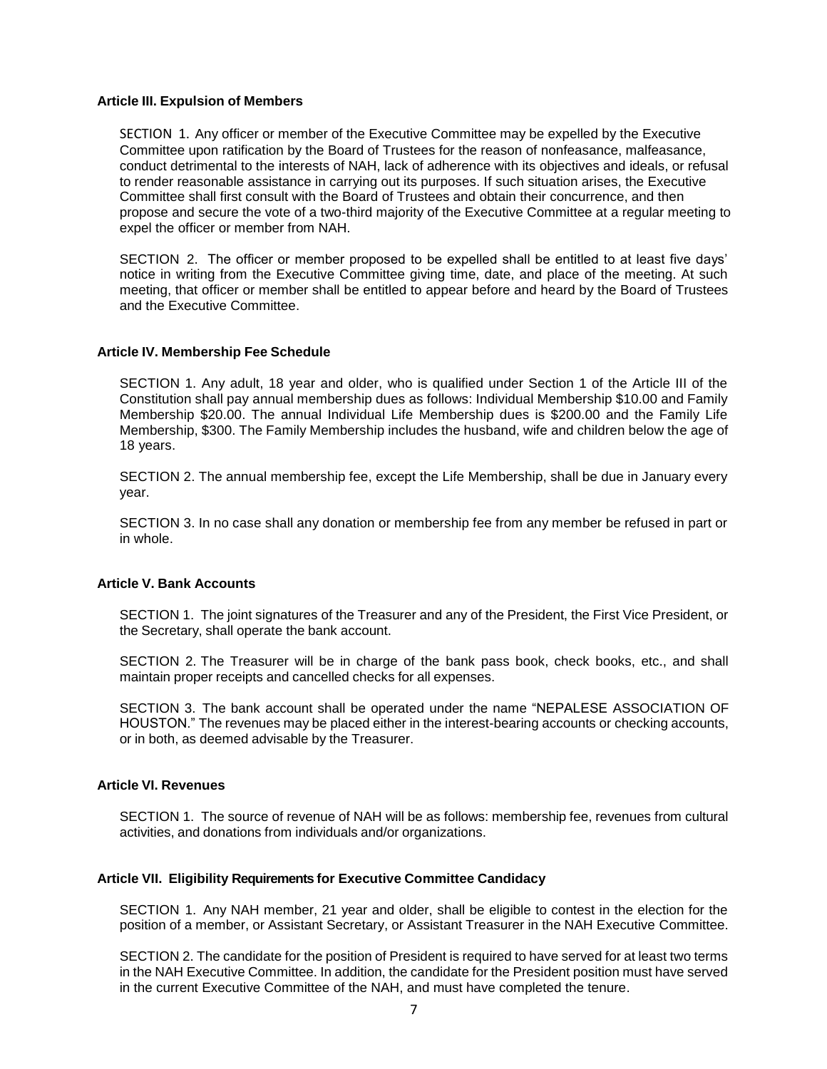### Article III. Expulsion of Members

SECTION 1. Any officer or member of the Executive Committee may be expelled by the Executive Committee upon ratification by the Board of Trustees for the reason of nonfeasance, malfeasance, conduct detrimental to the interests of NAH, lack of adherence with its objectives and ideals, or refusal to render reasonable assistance in carrying out its purposes. If such situation arises, the Executive Committee shall first consult with the Board of Trustees and obtain their concurrence, and then propose and secure the vote of a two-third majority of the Executive Committee at a regular meeting to expel the officer or member from NAH.

SECTION 2. The officer or member proposed to be expelled shall be entitled to at least five days' notice in writing from the Executive Committee giving time, date, and place of the meeting. At such meeting, that officer or member shall be entitled to appear before and heard by the Board of Trustees and the Executive Committee.

### Article IV. Membership Fee Schedule

SECTION 1. Any adult, 18 year and older, who is qualified under Section 1 of the Article III of the Constitution shall pay annual membership dues as follows: Individual Membership $10.00 and Family Membership $20.00. The annual Individual Life Membership dues is $200.00 and the Family Life Membership, $300. The Family Membership includes the husband, wife and children below the age of 18 years.

SECTION 2. The annual membership fee, except the Life Membership, shall be due in January every year.

SECTION 3. In no case shall any donation or membership fee from any member be refused in part or in whole.

### Article V. Bank Accounts

SECTION 1. The joint signatures of the Treasurer and any of the President, the First Vice President, or the Secretary, shall operate the bank account.

SECTION 2. The Treasurer will be in charge of the bank pass book, check books, etc., and shall maintain proper receipts and cancelled checks for all expenses.

SECTION 3. The bank account shall be operated under the name "NEPALESE ASSOCIATION OF HOUSTON." The revenues may be placed either in the interest-bearing accounts or checking accounts, or in both, as deemed advisable by the Treasurer.

### Article VI. Revenues

SECTION 1. The source of revenue of NAH will be as follows: membership fee, revenues from cultural activities, and donations from individuals and/or organizations.

### Article VII. Eligibility Requirements for Executive Committee Candidacy

SECTION 1. Any NAH member, 21 year and older, shall be eligible to contest in the election for the position of a member, or Assistant Secretary, or Assistant Treasurer in the NAH Executive Committee.

SECTION 2. The candidate for the position of President is required to have served for at least two terms in the NAH Executive Committee. In addition, the candidate for the President position must have served in the current Executive Committee of the NAH, and must have completed the tenure.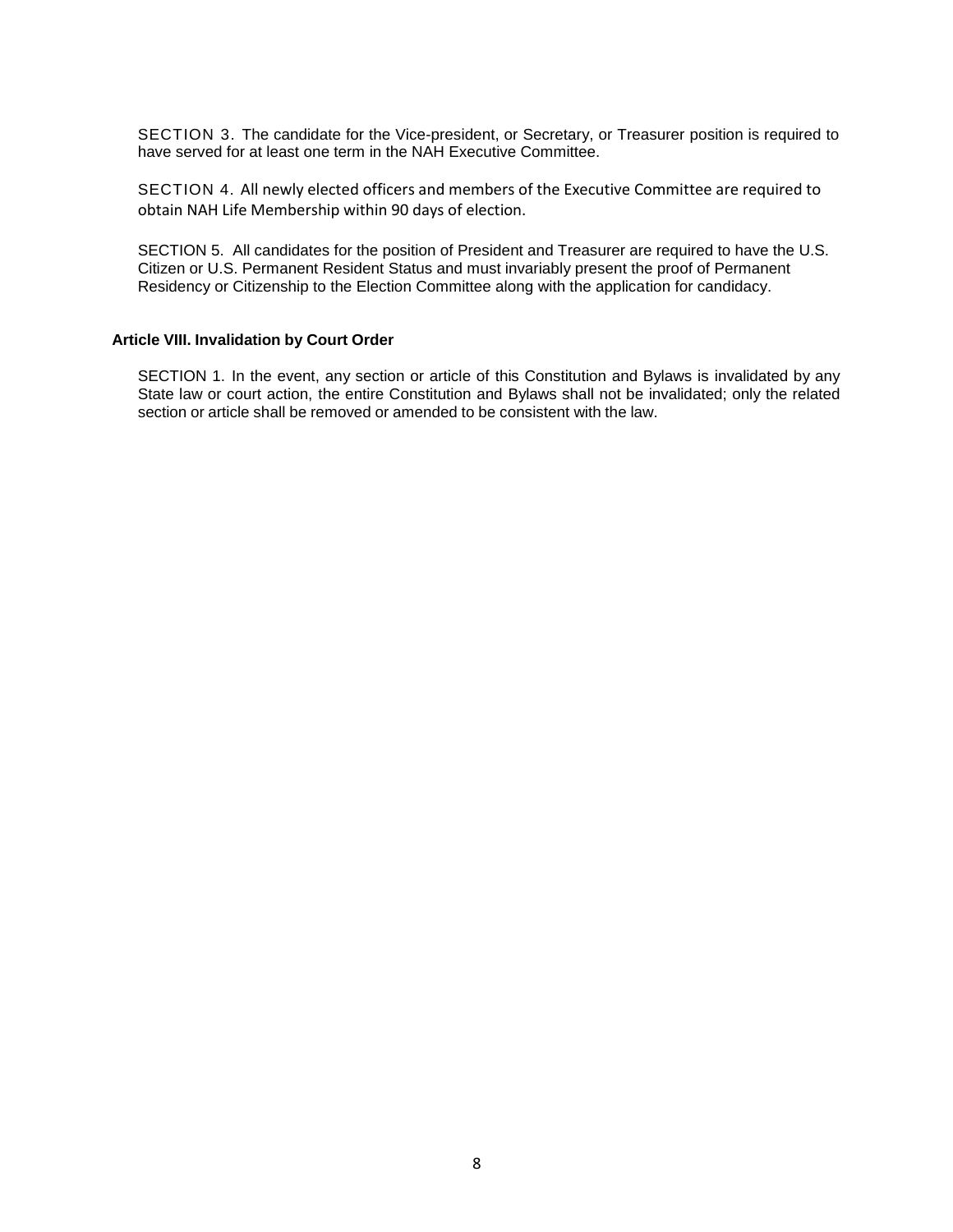SECTION 3. The candidate for the Vice-president, or Secretary, or Treasurer position is required to have served for at least one term in the NAH Executive Committee.

SECTION 4. All newly elected officers and members of the Executive Committee are required to obtain NAH Life Membership within 90 days of election.

SECTION 5. All candidates for the position of President and Treasurer are required to have the U.S. Citizen or U.S. Permanent Resident Status and must invariably present the proof of Permanent Residency or Citizenship to the Election Committee along with the application for candidacy.

**Article VIII. Invalidation by Court Order**

SECTION 1. In the event, any section or article of this Constitution and Bylaws is invalidated by any State law or court action, the entire Constitution and Bylaws shall not be invalidated; only the related section or article shall be removed or amended to be consistent with the law.